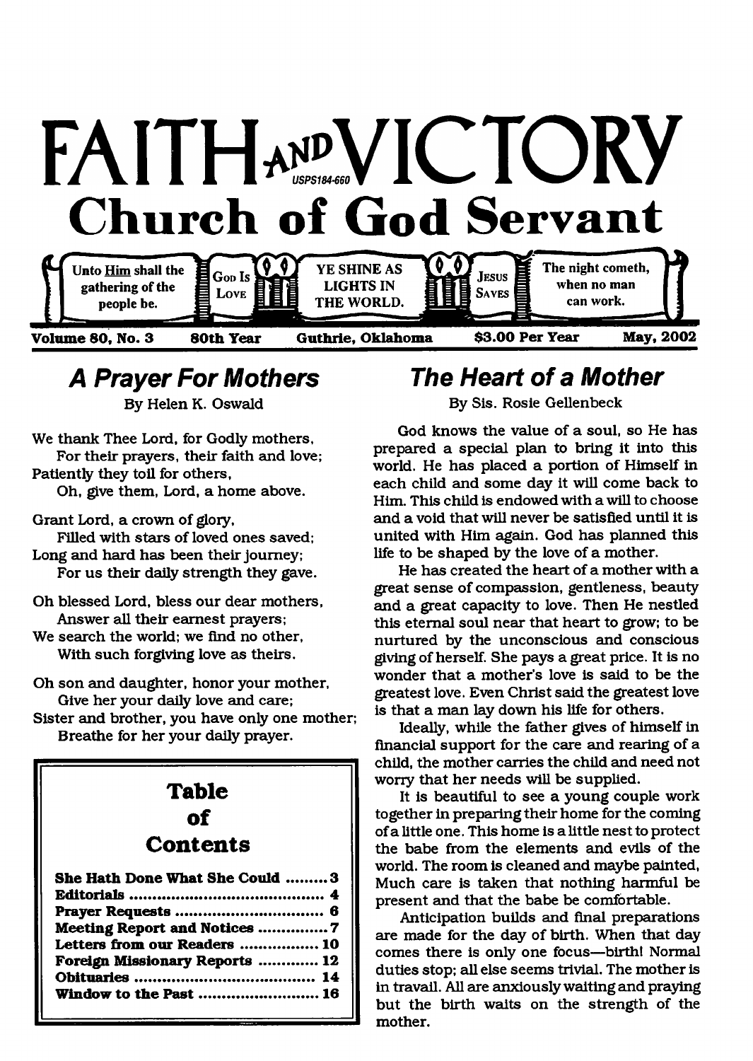# FAITH AND VICTORY

USPS184-660

## Church of God Servant

Unto Him shall the gathering of the people be. | GOD IS LOVE | YE SHINE AS LIGHTS IN THE WORLD. | JESUS SAVES | The night cometh, when no man can work.

**Volume 80, No. 3 — 80th Year — Guthrie, Oklahoma — $3.00 Per Year — May, 2002**

## *A Prayer For Mothers*

By Helen K. Oswald

We thank Thee Lord, for Godly mothers,
For their prayers, their faith and love;
Patiently they toil for others,
Oh, give them, Lord, a home above.

Grant Lord, a crown of glory,
Filled with stars of loved ones saved;
Long and hard has been their journey;
For us their daily strength they gave.

Oh blessed Lord, bless our dear mothers,
Answer all their earnest prayers;
We search the world; we find no other,
With such forgiving love as theirs.

Oh son and daughter, honor your mother,
Give her your daily love and care;
Sister and brother, you have only one mother;
Breathe for her your daily prayer.

### Table of Contents

| | |
|---|---|
| **She Hath Done What She Could** | **3** |
| **Editorials** | **4** |
| **Prayer Requests** | **6** |
| **Meeting Report and Notices** | **7** |
| **Letters from our Readers** | **10** |
| **Foreign Missionary Reports** | **12** |
| **Obituaries** | **14** |
| **Window to the Past** | **16** |

## *The Heart of a Mother*

By Sis. Rosie Gellenbeck

God knows the value of a soul, so He has prepared a special plan to bring it into this world. He has placed a portion of Himself in each child and some day it will come back to Him. This child is endowed with a will to choose and a void that will never be satisfied until it is united with Him again. God has planned this life to be shaped by the love of a mother.

He has created the heart of a mother with a great sense of compassion, gentleness, beauty and a great capacity to love. Then He nestled this eternal soul near that heart to grow; to be nurtured by the unconscious and conscious giving of herself. She pays a great price. It is no wonder that a mother's love is said to be the greatest love. Even Christ said the greatest love is that a man lay down his life for others.

Ideally, while the father gives of himself in financial support for the care and rearing of a child, the mother carries the child and need not worry that her needs will be supplied.

It is beautiful to see a young couple work together in preparing their home for the coming of a little one. This home is a little nest to protect the babe from the elements and evils of the world. The room is cleaned and maybe painted, Much care is taken that nothing harmful be present and that the babe be comfortable.

Anticipation builds and final preparations are made for the day of birth. When that day comes there is only one focus—birth! Normal duties stop; all else seems trivial. The mother is in travail. All are anxiously waiting and praying but the birth waits on the strength of the mother.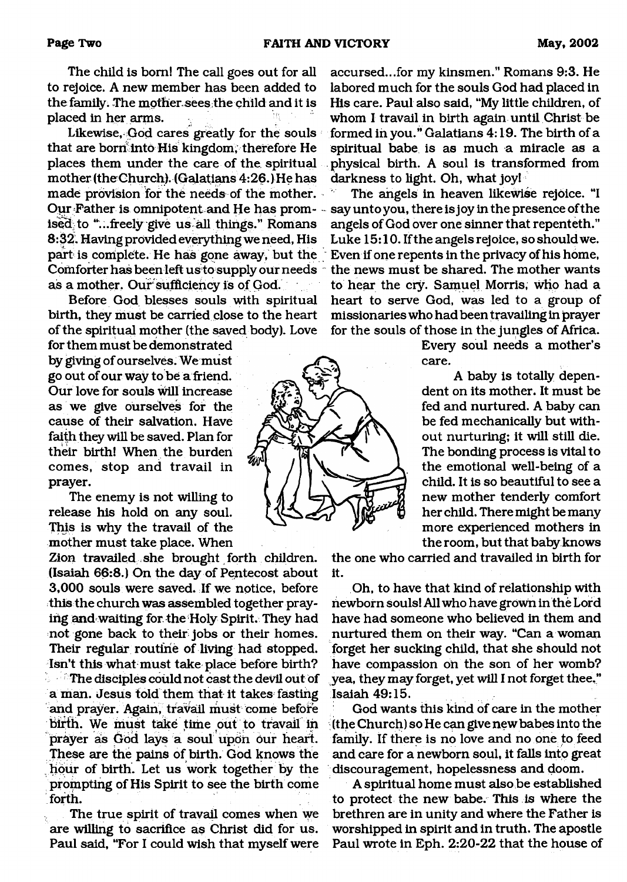The child is born! The call goes out for all to rejoice. A new member has been added to the family. The mother sees the child and it is placed in her arms.

Likewise, God cares greatly for the souls that are born into His kingdom, therefore He places them under the care of the spiritual mother (the Church). (Galatians 4:26.) He has made provision for the needs of the mother. Our Father is omnipotent and He has promised to "...freely give us all things." Romans 8:32. Having provided everything we need, His part is complete. He has gone away, but the Comforter has been left us to supply our needs as a mother. Our sufficiency is of God.

Before God blesses souls with spiritual birth, they must be carried close to the heart of the spiritual mother (the saved body). Love for them must be demonstrated by giving of ourselves. We must go out of our way to be a friend. Our love for souls will increase as we give ourselves for the cause of their salvation. Have faith they will be saved. Plan for their birth! When the burden comes, stop and travail in prayer.

The enemy is not willing to release his hold on any soul. This is why the travail of the mother must take place. When Zion travailed she brought forth children. (Isaiah 66:8.) On the day of Pentecost about 3,000 souls were saved. If we notice, before this the church was assembled together praying and waiting for the Holy Spirit. They had not gone back to their jobs or their homes. Their regular routine of living had stopped. Isn't this what must take place before birth?

The disciples could not cast the devil out of a man. Jesus told them that it takes fasting and prayer. Again, travail must come before birth. We must take time out to travail in prayer as God lays a soul upon our heart. These are the pains of birth. God knows the hour of birth. Let us work together by the prompting of His Spirit to see the birth come forth.

The true spirit of travail comes when we are willing to sacrifice as Christ did for us. Paul said, "For I could wish that myself were accursed...for my kinsmen." Romans 9:3. He labored much for the souls God had placed in His care. Paul also said, "My little children, of whom I travail in birth again until Christ be formed in you." Galatians 4:19. The birth of a spiritual babe is as much a miracle as a physical birth. A soul is transformed from darkness to light. Oh, what joy!

The angels in heaven likewise rejoice. "I say unto you, there is joy in the presence of the angels of God over one sinner that repenteth." Luke 15:10. If the angels rejoice, so should we. Even if one repents in the privacy of his home, the news must be shared. The mother wants to hear the cry. Samuel Morris, who had a heart to serve God, was led to a group of missionaries who had been travailing in prayer for the souls of those in the jungles of Africa. Every soul needs a mother's care.

A baby is totally dependent on its mother. It must be fed and nurtured. A baby can be fed mechanically but without nurturing; it will still die. The bonding process is vital to the emotional well-being of a child. It is so beautiful to see a new mother tenderly comfort her child. There might be many more experienced mothers in the room, but that baby knows the one who carried and travailed in birth for it.

Oh, to have that kind of relationship with newborn souls! All who have grown in the Lord have had someone who believed in them and nurtured them on their way. "Can a woman forget her sucking child, that she should not have compassion on the son of her womb? yea, they may forget, yet will I not forget thee." Isaiah 49:15.

God wants this kind of care in the mother (the Church) so He can give new babes into the family. If there is no love and no one to feed and care for a newborn soul, it falls into great discouragement, hopelessness and doom.

A spiritual home must also be established to protect the new babe. This is where the brethren are in unity and where the Father is worshipped in spirit and in truth. The apostle Paul wrote in Eph. 2:20-22 that the house of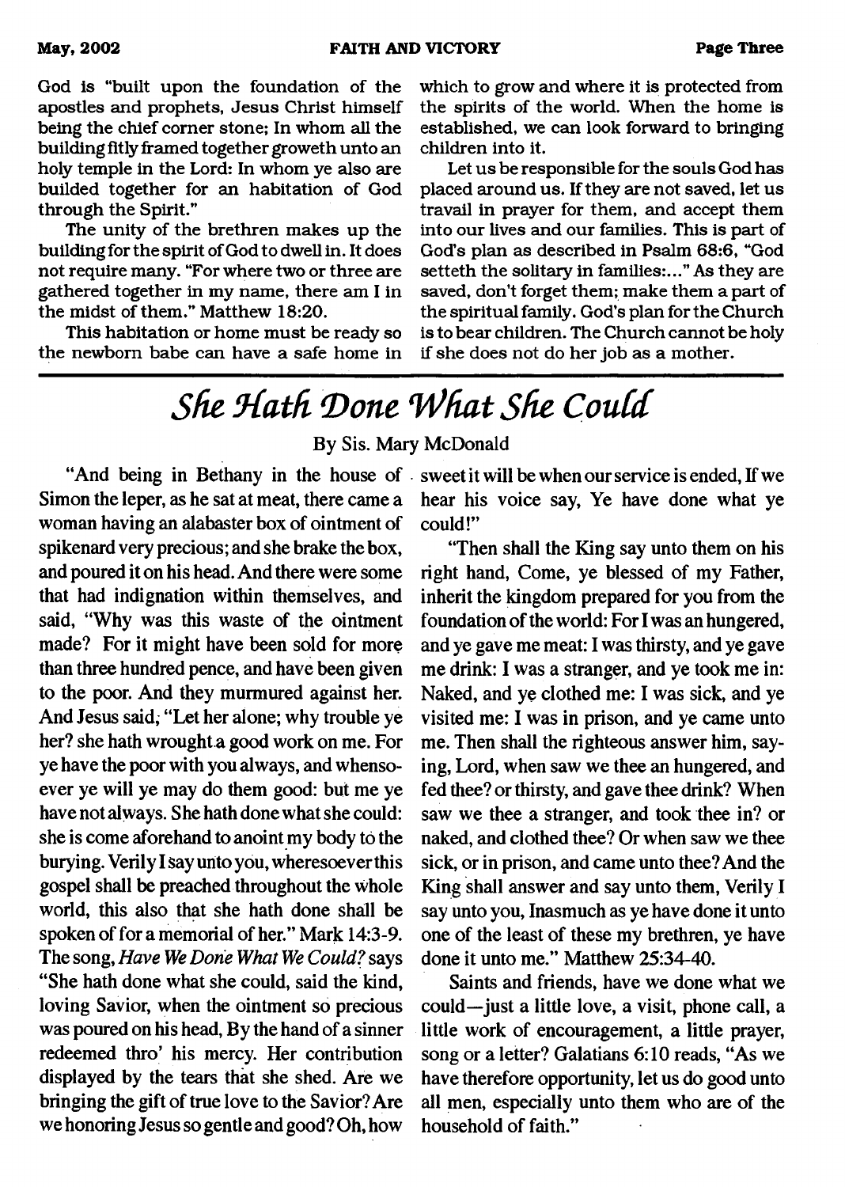God is "built upon the foundation of the apostles and prophets, Jesus Christ himself being the chief corner stone; In whom all the building fitly framed together groweth unto an holy temple in the Lord: In whom ye also are builded together for an habitation of God through the Spirit."

The unity of the brethren makes up the building for the spirit of God to dwell in. It does not require many. "For where two or three are gathered together in my name, there am I in the midst of them." Matthew 18:20.

This habitation or home must be ready so the newborn babe can have a safe home in which to grow and where it is protected from the spirits of the world. When the home is established, we can look forward to bringing children into it.

Let us be responsible for the souls God has placed around us. If they are not saved, let us travail in prayer for them, and accept them into our lives and our families. This is part of God's plan as described in Psalm 68:6, "God setteth the solitary in families:..." As they are saved, don't forget them; make them a part of the spiritual family. God's plan for the Church is to bear children. The Church cannot be holy if she does not do her job as a mother.

# *She Hath Done What She Could*

By Sis. Mary McDonald

"And being in Bethany in the house of Simon the leper, as he sat at meat, there came a woman having an alabaster box of ointment of spikenard very precious; and she brake the box, and poured it on his head. And there were some that had indignation within themselves, and said, "Why was this waste of the ointment made? For it might have been sold for more than three hundred pence, and have been given to the poor. And they murmured against her. And Jesus said; "Let her alone; why trouble ye her? she hath wrought a good work on me. For ye have the poor with you always, and whensoever ye will ye may do them good: but me ye have not always. She hath done what she could: she is come aforehand to anoint my body to the burying. Verily I say unto you, wheresoever this gospel shall be preached throughout the whole world, this also that she hath done shall be spoken of for a memorial of her." Mark 14:3-9. The song, *Have We Done What We Could?* says "She hath done what she could, said the kind, loving Savior, when the ointment so precious was poured on his head, By the hand of a sinner redeemed thro' his mercy. Her contribution displayed by the tears that she shed. Are we bringing the gift of true love to the Savior? Are we honoring Jesus so gentle and good? Oh, how sweet it will be when our service is ended, If we hear his voice say, Ye have done what ye could!"

"Then shall the King say unto them on his right hand, Come, ye blessed of my Father, inherit the kingdom prepared for you from the foundation of the world: For I was an hungered, and ye gave me meat: I was thirsty, and ye gave me drink: I was a stranger, and ye took me in: Naked, and ye clothed me: I was sick, and ye visited me: I was in prison, and ye came unto me. Then shall the righteous answer him, saying, Lord, when saw we thee an hungered, and fed thee? or thirsty, and gave thee drink? When saw we thee a stranger, and took thee in? or naked, and clothed thee? Or when saw we thee sick, or in prison, and came unto thee? And the King shall answer and say unto them, Verily I say unto you, Inasmuch as ye have done it unto one of the least of these my brethren, ye have done it unto me." Matthew 25:34-40.

Saints and friends, have we done what we could—just a little love, a visit, phone call, a little work of encouragement, a little prayer, song or a letter? Galatians 6:10 reads, "As we have therefore opportunity, let us do good unto all men, especially unto them who are of the household of faith."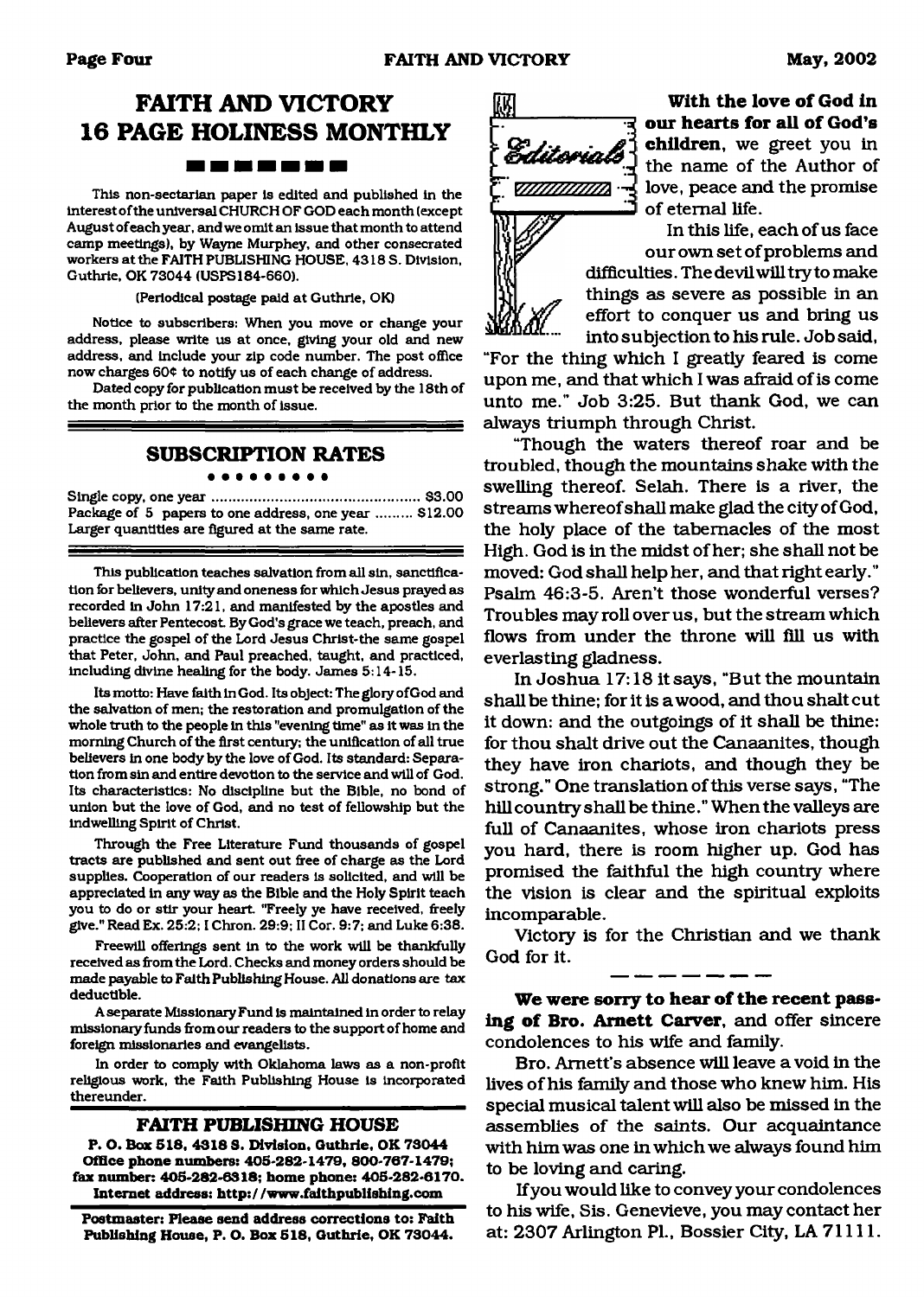# FAITH AND VICTORY 16 PAGE HOLINESS MONTHLY

This non-sectarian paper is edited and published in the interest of the universal CHURCH OF GOD each month (except August of each year, and we omit an issue that month to attend camp meetings), by Wayne Murphey, and other consecrated workers at the FAITH PUBLISHING HOUSE, 4318 S. Division, Guthrie, OK 73044 (USPS184-660).

(Periodical postage paid at Guthrie, OK)

Notice to subscribers: When you move or change your address, please write us at once, giving your old and new address, and include your zip code number. The post office now charges 60¢ to notify us of each change of address.

Dated copy for publication must be received by the 18th of the month prior to the month of issue.

## SUBSCRIPTION RATES

Single copy, one year ........................................ $3.00
Package of 5 papers to one address, one year ......... $12.00
Larger quantities are figured at the same rate.

This publication teaches salvation from all sin, sanctification for believers, unity and oneness for which Jesus prayed as recorded in John 17:21, and manifested by the apostles and believers after Pentecost. By God's grace we teach, preach, and practice the gospel of the Lord Jesus Christ-the same gospel that Peter, John, and Paul preached, taught, and practiced, including divine healing for the body. James 5:14-15.

Its motto: Have faith in God. Its object: The glory of God and the salvation of men; the restoration and promulgation of the whole truth to the people in this "evening time" as it was in the morning Church of the first century; the unification of all true believers in one body by the love of God. Its standard: Separation from sin and entire devotion to the service and will of God. Its characteristics: No discipline but the Bible, no bond of union but the love of God, and no test of fellowship but the indwelling Spirit of Christ.

Through the Free Literature Fund thousands of gospel tracts are published and sent out free of charge as the Lord supplies. Cooperation of our readers is solicited, and will be appreciated in any way as the Bible and the Holy Spirit teach you to do or stir your heart. "Freely ye have received, freely give." Read Ex. 25:2; I Chron. 29:9; II Cor. 9:7; and Luke 6:38.

Freewill offerings sent in to the work will be thankfully received as from the Lord. Checks and money orders should be made payable to Faith Publishing House. All donations are tax deductible.

A separate Missionary Fund is maintained in order to relay missionary funds from our readers to the support of home and foreign missionaries and evangelists.

In order to comply with Oklahoma laws as a non-profit religious work, the Faith Publishing House is incorporated thereunder.

## FAITH PUBLISHING HOUSE

**P. O. Box 518, 4318 S. Division, Guthrie, OK 73044**
**Office phone numbers: 405-282-1479, 800-767-1479; fax number: 405-282-6318; home phone: 405-282-6170.**
**Internet address: http://www.faithpublishing.com**

**Postmaster: Please send address corrections to: Faith Publishing House, P. O. Box 518, Guthrie, OK 73044.**

## Editorials

**With the love of God in our hearts for all of God's children,** we greet you in the name of the Author of love, peace and the promise of eternal life.

In this life, each of us face our own set of problems and difficulties. The devil will try to make things as severe as possible in an effort to conquer us and bring us into subjection to his rule. Job said, "For the thing which I greatly feared is come upon me, and that which I was afraid of is come unto me." Job 3:25. But thank God, we can always triumph through Christ.

"Though the waters thereof roar and be troubled, though the mountains shake with the swelling thereof. Selah. There is a river, the streams whereof shall make glad the city of God, the holy place of the tabernacles of the most High. God is in the midst of her; she shall not be moved: God shall help her, and that right early." Psalm 46:3-5. Aren't those wonderful verses? Troubles may roll over us, but the stream which flows from under the throne will fill us with everlasting gladness.

In Joshua 17:18 it says, "But the mountain shall be thine; for it is a wood, and thou shalt cut it down: and the outgoings of it shall be thine: for thou shalt drive out the Canaanites, though they have iron chariots, and though they be strong." One translation of this verse says, "The hill country shall be thine." When the valleys are full of Canaanites, whose iron chariots press you hard, there is room higher up. God has promised the faithful the high country where the vision is clear and the spiritual exploits incomparable.

Victory is for the Christian and we thank God for it.

---

**We were sorry to hear of the recent passing of Bro. Arnett Carver,** and offer sincere condolences to his wife and family.

Bro. Arnett's absence will leave a void in the lives of his family and those who knew him. His special musical talent will also be missed in the assemblies of the saints. Our acquaintance with him was one in which we always found him to be loving and caring.

If you would like to convey your condolences to his wife, Sis. Genevieve, you may contact her at: 2307 Arlington Pl., Bossier City, LA 71111.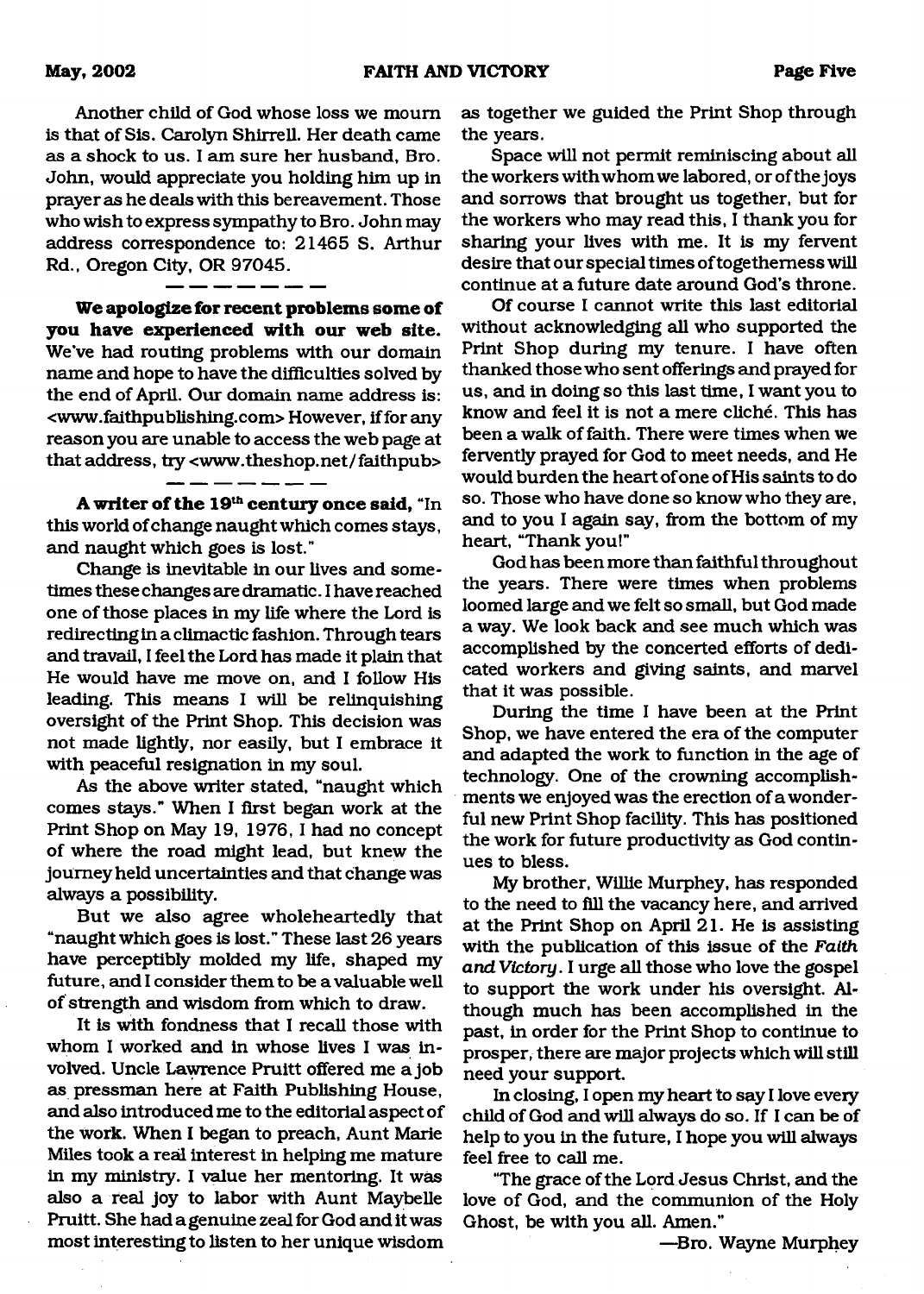Another child of God whose loss we mourn is that of Sis. Carolyn Shirrell. Her death came as a shock to us. I am sure her husband, Bro. John, would appreciate you holding him up in prayer as he deals with this bereavement. Those who wish to express sympathy to Bro. John may address correspondence to: 21465 S. Arthur Rd., Oregon City, OR 97045.

— — — — — — —

**We apologize for recent problems some of you have experienced with our web site.** We've had routing problems with our domain name and hope to have the difficulties solved by the end of April. Our domain name address is: <www.faithpublishing.com> However, if for any reason you are unable to access the web page at that address, try <www.theshop.net/faithpub>

— — — — — — —

**A writer of the 19th century once said,** "In this world of change naught which comes stays, and naught which goes is lost."

Change is inevitable in our lives and sometimes these changes are dramatic. I have reached one of those places in my life where the Lord is redirecting in a climactic fashion. Through tears and travail, I feel the Lord has made it plain that He would have me move on, and I follow His leading. This means I will be relinquishing oversight of the Print Shop. This decision was not made lightly, nor easily, but I embrace it with peaceful resignation in my soul.

As the above writer stated, "naught which comes stays." When I first began work at the Print Shop on May 19, 1976, I had no concept of where the road might lead, but knew the journey held uncertainties and that change was always a possibility.

But we also agree wholeheartedly that "naught which goes is lost." These last 26 years have perceptibly molded my life, shaped my future, and I consider them to be a valuable well of strength and wisdom from which to draw.

It is with fondness that I recall those with whom I worked and in whose lives I was involved. Uncle Lawrence Pruitt offered me a job as pressman here at Faith Publishing House, and also introduced me to the editorial aspect of the work. When I began to preach, Aunt Marie Miles took a real interest in helping me mature in my ministry. I value her mentoring. It was also a real joy to labor with Aunt Maybelle Pruitt. She had a genuine zeal for God and it was most interesting to listen to her unique wisdom as together we guided the Print Shop through the years.

Space will not permit reminiscing about all the workers with whom we labored, or of the joys and sorrows that brought us together, but for the workers who may read this, I thank you for sharing your lives with me. It is my fervent desire that our special times of togetherness will continue at a future date around God's throne.

Of course I cannot write this last editorial without acknowledging all who supported the Print Shop during my tenure. I have often thanked those who sent offerings and prayed for us, and in doing so this last time, I want you to know and feel it is not a mere cliché. This has been a walk of faith. There were times when we fervently prayed for God to meet needs, and He would burden the heart of one of His saints to do so. Those who have done so know who they are, and to you I again say, from the bottom of my heart, "Thank you!"

God has been more than faithful throughout the years. There were times when problems loomed large and we felt so small, but God made a way. We look back and see much which was accomplished by the concerted efforts of dedicated workers and giving saints, and marvel that it was possible.

During the time I have been at the Print Shop, we have entered the era of the computer and adapted the work to function in the age of technology. One of the crowning accomplishments we enjoyed was the erection of a wonderful new Print Shop facility. This has positioned the work for future productivity as God continues to bless.

My brother, Willie Murphey, has responded to the need to fill the vacancy here, and arrived at the Print Shop on April 21. He is assisting with the publication of this issue of the *Faith and Victory*. I urge all those who love the gospel to support the work under his oversight. Although much has been accomplished in the past, in order for the Print Shop to continue to prosper, there are major projects which will still need your support.

In closing, I open my heart to say I love every child of God and will always do so. If I can be of help to you in the future, I hope you will always feel free to call me.

"The grace of the Lord Jesus Christ, and the love of God, and the communion of the Holy Ghost, be with you all. Amen."

—Bro. Wayne Murphey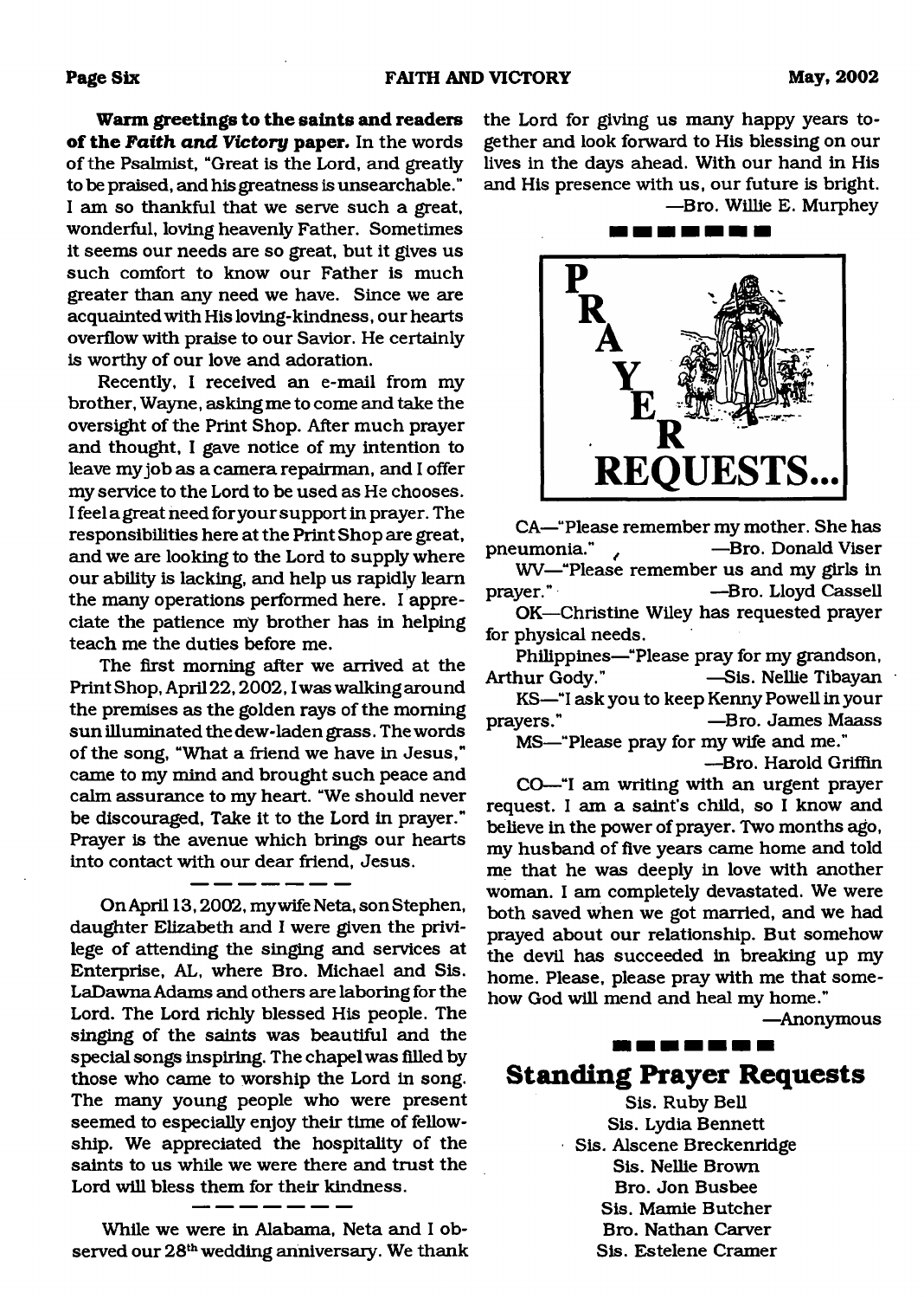**Warm greetings to the saints and readers of the *Faith and Victory* paper.** In the words of the Psalmist, "Great is the Lord, and greatly to be praised, and his greatness is unsearchable." I am so thankful that we serve such a great, wonderful, loving heavenly Father. Sometimes it seems our needs are so great, but it gives us such comfort to know our Father is much greater than any need we have. Since we are acquainted with His loving-kindness, our hearts overflow with praise to our Savior. He certainly is worthy of our love and adoration.

Recently, I received an e-mail from my brother, Wayne, asking me to come and take the oversight of the Print Shop. After much prayer and thought, I gave notice of my intention to leave my job as a camera repairman, and I offer my service to the Lord to be used as He chooses. I feel a great need for your support in prayer. The responsibilities here at the Print Shop are great, and we are looking to the Lord to supply where our ability is lacking, and help us rapidly learn the many operations performed here. I appreciate the patience my brother has in helping teach me the duties before me.

The first morning after we arrived at the Print Shop, April 22, 2002, I was walking around the premises as the golden rays of the morning sun illuminated the dew-laden grass. The words of the song, "What a friend we have in Jesus," came to my mind and brought such peace and calm assurance to my heart. "We should never be discouraged, Take it to the Lord in prayer." Prayer is the avenue which brings our hearts into contact with our dear friend, Jesus.

---

On April 13, 2002, my wife Neta, son Stephen, daughter Elizabeth and I were given the privilege of attending the singing and services at Enterprise, AL, where Bro. Michael and Sis. LaDawna Adams and others are laboring for the Lord. The Lord richly blessed His people. The singing of the saints was beautiful and the special songs inspiring. The chapel was filled by those who came to worship the Lord in song. The many young people who were present seemed to especially enjoy their time of fellowship. We appreciated the hospitality of the saints to us while we were there and trust the Lord will bless them for their kindness.

---

While we were in Alabama, Neta and I observed our 28th wedding anniversary. We thank the Lord for giving us many happy years together and look forward to His blessing on our lives in the days ahead. With our hand in His and His presence with us, our future is bright.

—Bro. Willie E. Murphey

---

## PRAYER REQUESTS...

CA—"Please remember my mother. She has pneumonia." —Bro. Donald Viser

WV—"Please remember us and my girls in prayer." —Bro. Lloyd Cassell

OK—Christine Wiley has requested prayer for physical needs.

Philippines—"Please pray for my grandson, Arthur Gody." —Sis. Nellie Tibayan

KS—"I ask you to keep Kenny Powell in your prayers." —Bro. James Maass

MS—"Please pray for my wife and me." —Bro. Harold Griffin

CO—"I am writing with an urgent prayer request. I am a saint's child, so I know and believe in the power of prayer. Two months ago, my husband of five years came home and told me that he was deeply in love with another woman. I am completely devastated. We were both saved when we got married, and we had prayed about our relationship. But somehow the devil has succeeded in breaking up my home. Please, please pray with me that somehow God will mend and heal my home."

—Anonymous

---

## Standing Prayer Requests

Sis. Ruby Bell
Sis. Lydia Bennett
Sis. Alscene Breckenridge
Sis. Nellie Brown
Bro. Jon Busbee
Sis. Mamie Butcher
Bro. Nathan Carver
Sis. Estelene Cramer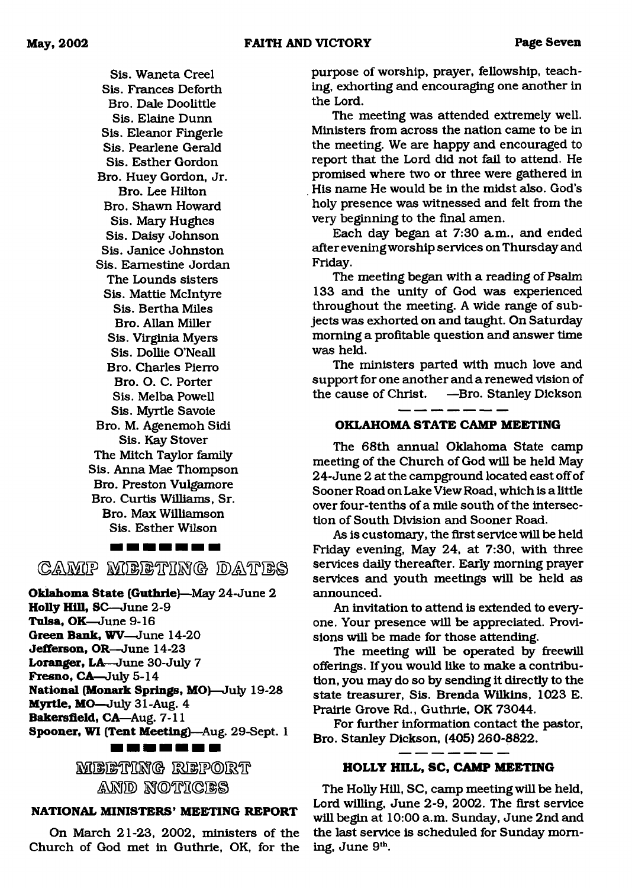Sis. Waneta Creel
Sis. Frances Deforth
Bro. Dale Doolittle
Sis. Elaine Dunn
Sis. Eleanor Fingerle
Sis. Pearlene Gerald
Sis. Esther Gordon
Bro. Huey Gordon, Jr.
Bro. Lee Hilton
Bro. Shawn Howard
Sis. Mary Hughes
Sis. Daisy Johnson
Sis. Janice Johnston
Sis. Earnestine Jordan
The Lounds sisters
Sis. Mattie McIntyre
Sis. Bertha Miles
Bro. Allan Miller
Sis. Virginia Myers
Sis. Dollie O'Neall
Bro. Charles Pierro
Bro. O. C. Porter
Sis. Melba Powell
Sis. Myrtle Savoie
Bro. M. Agenemoh Sidi
Sis. Kay Stover
The Mitch Taylor family
Sis. Anna Mae Thompson
Bro. Preston Vulgamore
Bro. Curtis Williams, Sr.
Bro. Max Williamson
Sis. Esther Wilson

## CAMP MEETING DATES

**Oklahoma State (Guthrie)**—May 24-June 2
**Holly Hill, SC**—June 2-9
**Tulsa, OK**—June 9-16
**Green Bank, WV**—June 14-20
**Jefferson, OR**—June 14-23
**Loranger, LA**—June 30-July 7
**Fresno, CA**—July 5-14
**National (Monark Springs, MO)**—July 19-28
**Myrtle, MO**—July 31-Aug. 4
**Bakersfield, CA**—Aug. 7-11
**Spooner, WI (Tent Meeting)**—Aug. 29-Sept. 1

## MEETING REPORT AND NOTICES

### NATIONAL MINISTERS' MEETING REPORT

On March 21-23, 2002, ministers of the Church of God met in Guthrie, OK, for the purpose of worship, prayer, fellowship, teaching, exhorting and encouraging one another in the Lord.

The meeting was attended extremely well. Ministers from across the nation came to be in the meeting. We are happy and encouraged to report that the Lord did not fail to attend. He promised where two or three were gathered in His name He would be in the midst also. God's holy presence was witnessed and felt from the very beginning to the final amen.

Each day began at 7:30 a.m., and ended after evening worship services on Thursday and Friday.

The meeting began with a reading of Psalm 133 and the unity of God was experienced throughout the meeting. A wide range of subjects was exhorted on and taught. On Saturday morning a profitable question and answer time was held.

The ministers parted with much love and support for one another and a renewed vision of the cause of Christ. —Bro. Stanley Dickson

### OKLAHOMA STATE CAMP MEETING

The 68th annual Oklahoma State camp meeting of the Church of God will be held May 24-June 2 at the campground located east off of Sooner Road on Lake View Road, which is a little over four-tenths of a mile south of the intersection of South Division and Sooner Road.

As is customary, the first service will be held Friday evening, May 24, at 7:30, with three services daily thereafter. Early morning prayer services and youth meetings will be held as announced.

An invitation to attend is extended to everyone. Your presence will be appreciated. Provisions will be made for those attending.

The meeting will be operated by freewill offerings. If you would like to make a contribution, you may do so by sending it directly to the state treasurer, Sis. Brenda Wilkins, 1023 E. Prairie Grove Rd., Guthrie, OK 73044.

For further information contact the pastor, Bro. Stanley Dickson, (405) 260-8822.

### HOLLY HILL, SC, CAMP MEETING

The Holly Hill, SC, camp meeting will be held, Lord willing, June 2-9, 2002. The first service will begin at 10:00 a.m. Sunday, June 2nd and the last service is scheduled for Sunday morning, June 9th.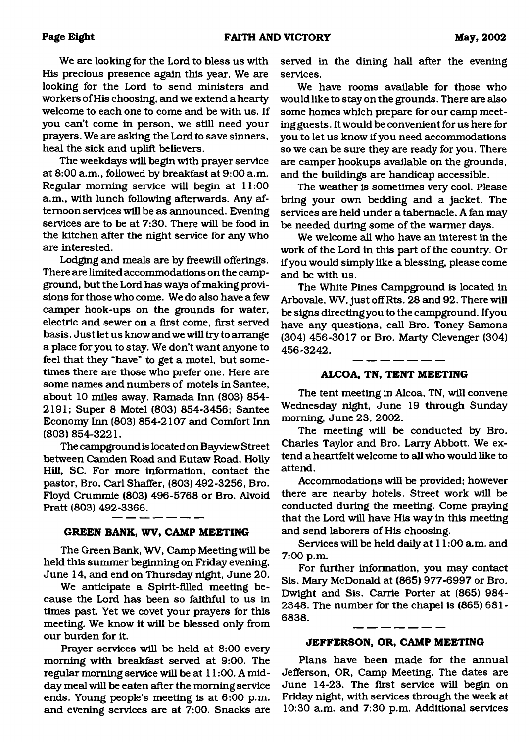We are looking for the Lord to bless us with His precious presence again this year. We are looking for the Lord to send ministers and workers of His choosing, and we extend a hearty welcome to each one to come and be with us. If you can't come in person, we still need your prayers. We are asking the Lord to save sinners, heal the sick and uplift believers.

The weekdays will begin with prayer service at 8:00 a.m., followed by breakfast at 9:00 a.m. Regular morning service will begin at 11:00 a.m., with lunch following afterwards. Any afternoon services will be as announced. Evening services are to be at 7:30. There will be food in the kitchen after the night service for any who are interested.

Lodging and meals are by freewill offerings. There are limited accommodations on the campground, but the Lord has ways of making provisions for those who come. We do also have a few camper hook-ups on the grounds for water, electric and sewer on a first come, first served basis. Just let us know and we will try to arrange a place for you to stay. We don't want anyone to feel that they "have" to get a motel, but sometimes there are those who prefer one. Here are some names and numbers of motels in Santee, about 10 miles away. Ramada Inn (803) 854-2191; Super 8 Motel (803) 854-3456; Santee Economy Inn (803) 854-2107 and Comfort Inn (803) 854-3221.

The campground is located on Bayview Street between Camden Road and Eutaw Road, Holly Hill, SC. For more information, contact the pastor, Bro. Carl Shaffer, (803) 492-3256, Bro. Floyd Crummie (803) 496-5768 or Bro. Alvoid Pratt (803) 492-3366.

---

### GREEN BANK, WV, CAMP MEETING

The Green Bank, WV, Camp Meeting will be held this summer beginning on Friday evening, June 14, and end on Thursday night, June 20.

We anticipate a Spirit-filled meeting because the Lord has been so faithful to us in times past. Yet we covet your prayers for this meeting. We know it will be blessed only from our burden for it.

Prayer services will be held at 8:00 every morning with breakfast served at 9:00. The regular morning service will be at 11:00. A midday meal will be eaten after the morning service ends. Young people's meeting is at 6:00 p.m. and evening services are at 7:00. Snacks are served in the dining hall after the evening services.

We have rooms available for those who would like to stay on the grounds. There are also some homes which prepare for our camp meeting guests. It would be convenient for us here for you to let us know if you need accommodations so we can be sure they are ready for you. There are camper hookups available on the grounds, and the buildings are handicap accessible.

The weather is sometimes very cool. Please bring your own bedding and a jacket. The services are held under a tabernacle. A fan may be needed during some of the warmer days.

We welcome all who have an interest in the work of the Lord in this part of the country. Or if you would simply like a blessing, please come and be with us.

The White Pines Campground is located in Arbovale, WV, just off Rts. 28 and 92. There will be signs directing you to the campground. If you have any questions, call Bro. Toney Samons (304) 456-3017 or Bro. Marty Clevenger (304) 456-3242.

---

### ALCOA, TN, TENT MEETING

The tent meeting in Alcoa, TN, will convene Wednesday night, June 19 through Sunday morning, June 23, 2002.

The meeting will be conducted by Bro. Charles Taylor and Bro. Larry Abbott. We extend a heartfelt welcome to all who would like to attend.

Accommodations will be provided; however there are nearby hotels. Street work will be conducted during the meeting. Come praying that the Lord will have His way in this meeting and send laborers of His choosing.

Services will be held daily at 11:00 a.m. and 7:00 p.m.

For further information, you may contact Sis. Mary McDonald at (865) 977-6997 or Bro. Dwight and Sis. Carrie Porter at (865) 984-2348. The number for the chapel is (865) 681-6838.

---

### JEFFERSON, OR, CAMP MEETING

Plans have been made for the annual Jefferson, OR, Camp Meeting. The dates are June 14-23. The first service will begin on Friday night, with services through the week at 10:30 a.m. and 7:30 p.m. Additional services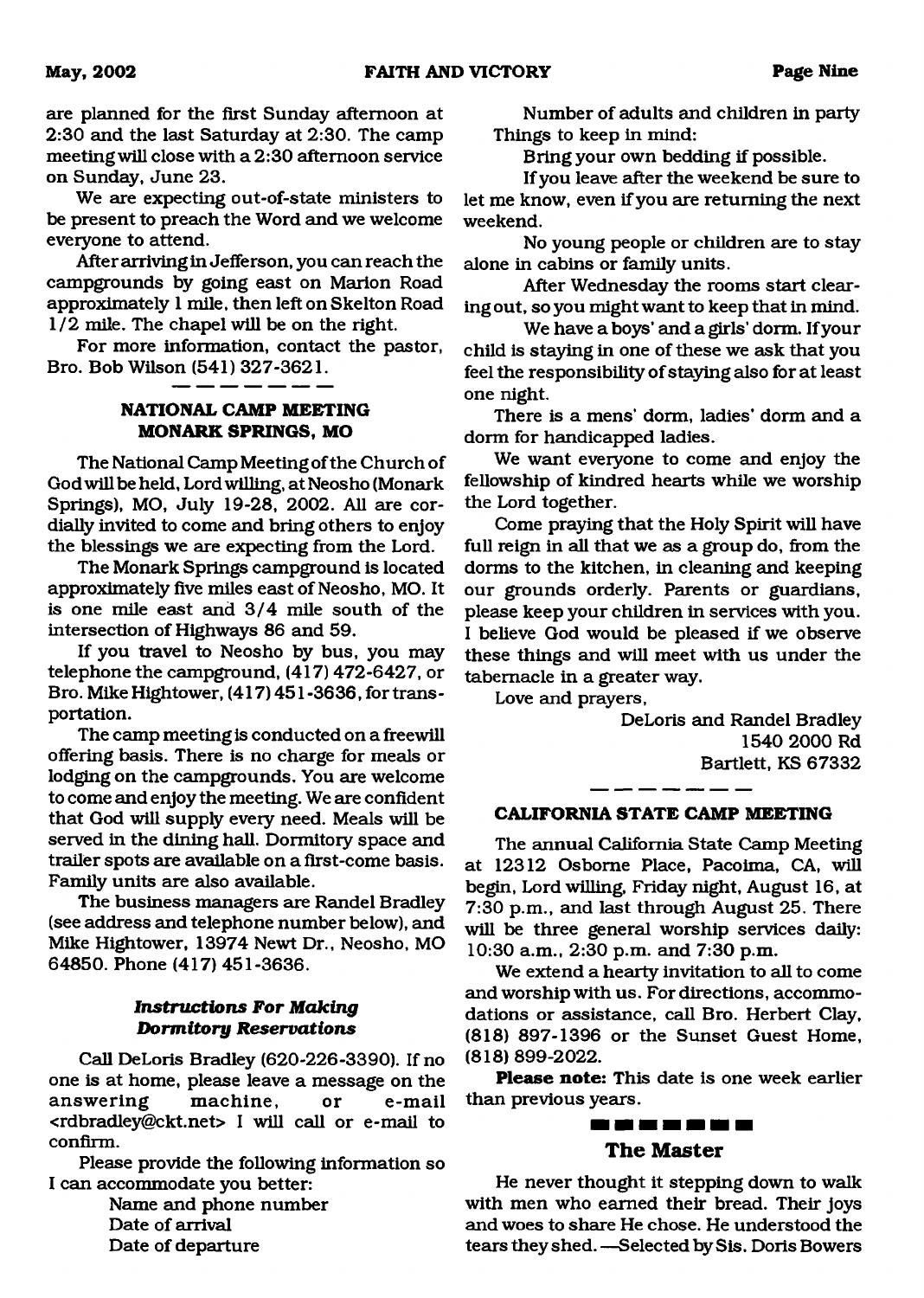are planned for the first Sunday afternoon at 2:30 and the last Saturday at 2:30. The camp meeting will close with a 2:30 afternoon service on Sunday, June 23.

We are expecting out-of-state ministers to be present to preach the Word and we welcome everyone to attend.

After arriving in Jefferson, you can reach the campgrounds by going east on Marion Road approximately 1 mile, then left on Skelton Road 1/2 mile. The chapel will be on the right.

For more information, contact the pastor, Bro. Bob Wilson (541) 327-3621.

---

### NATIONAL CAMP MEETING MONARK SPRINGS, MO

The National Camp Meeting of the Church of God will be held, Lord willing, at Neosho (Monark Springs), MO, July 19-28, 2002. All are cordially invited to come and bring others to enjoy the blessings we are expecting from the Lord.

The Monark Springs campground is located approximately five miles east of Neosho, MO. It is one mile east and 3/4 mile south of the intersection of Highways 86 and 59.

If you travel to Neosho by bus, you may telephone the campground, (417) 472-6427, or Bro. Mike Hightower, (417) 451-3636, for transportation.

The camp meeting is conducted on a freewill offering basis. There is no charge for meals or lodging on the campgrounds. You are welcome to come and enjoy the meeting. We are confident that God will supply every need. Meals will be served in the dining hall. Dormitory space and trailer spots are available on a first-come basis. Family units are also available.

The business managers are Randel Bradley (see address and telephone number below), and Mike Hightower, 13974 Newt Dr., Neosho, MO 64850. Phone (417) 451-3636.

#### *Instructions For Making Dormitory Reservations*

Call DeLoris Bradley (620-226-3390). If no one is at home, please leave a message on the answering machine, or e-mail <rdbradley@ckt.net> I will call or e-mail to confirm.

Please provide the following information so I can accommodate you better:

Name and phone number
Date of arrival
Date of departure
Number of adults and children in party

Things to keep in mind:

Bring your own bedding if possible.

If you leave after the weekend be sure to let me know, even if you are returning the next weekend.

No young people or children are to stay alone in cabins or family units.

After Wednesday the rooms start clearing out, so you might want to keep that in mind.

We have a boys' and a girls' dorm. If your child is staying in one of these we ask that you feel the responsibility of staying also for at least one night.

There is a mens' dorm, ladies' dorm and a dorm for handicapped ladies.

We want everyone to come and enjoy the fellowship of kindred hearts while we worship the Lord together.

Come praying that the Holy Spirit will have full reign in all that we as a group do, from the dorms to the kitchen, in cleaning and keeping our grounds orderly. Parents or guardians, please keep your children in services with you. I believe God would be pleased if we observe these things and will meet with us under the tabernacle in a greater way.

Love and prayers,

DeLoris and Randel Bradley
1540 2000 Rd
Bartlett, KS 67332

---

### CALIFORNIA STATE CAMP MEETING

The annual California State Camp Meeting at 12312 Osborne Place, Pacoima, CA, will begin, Lord willing, Friday night, August 16, at 7:30 p.m., and last through August 25. There will be three general worship services daily: 10:30 a.m., 2:30 p.m. and 7:30 p.m.

We extend a hearty invitation to all to come and worship with us. For directions, accommodations or assistance, call Bro. Herbert Clay, (818) 897-1396 or the Sunset Guest Home, (818) 899-2022.

**Please note:** This date is one week earlier than previous years.

---

## The Master

He never thought it stepping down to walk with men who earned their bread. Their joys and woes to share He chose. He understood the tears they shed. —Selected by Sis. Doris Bowers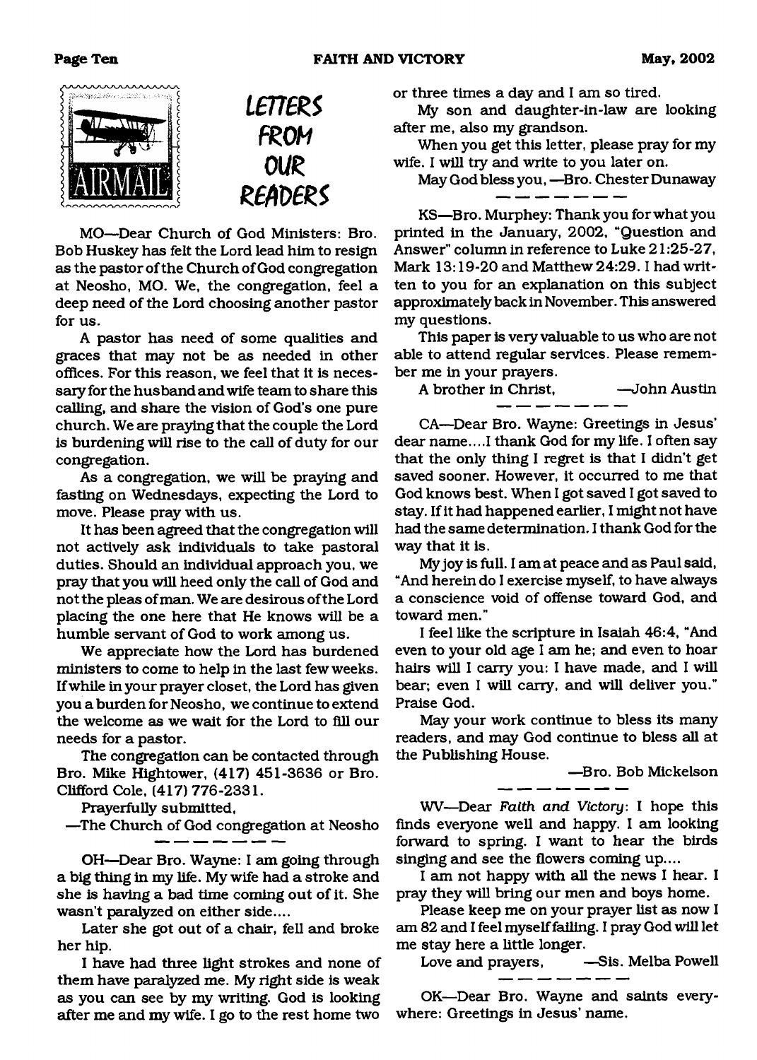# LETTERS FROM OUR READERS

MO—Dear Church of God Ministers: Bro. Bob Huskey has felt the Lord lead him to resign as the pastor of the Church of God congregation at Neosho, MO. We, the congregation, feel a deep need of the Lord choosing another pastor for us.

A pastor has need of some qualities and graces that may not be as needed in other offices. For this reason, we feel that it is necessary for the husband and wife team to share this calling, and share the vision of God's one pure church. We are praying that the couple the Lord is burdening will rise to the call of duty for our congregation.

As a congregation, we will be praying and fasting on Wednesdays, expecting the Lord to move. Please pray with us.

It has been agreed that the congregation will not actively ask individuals to take pastoral duties. Should an individual approach you, we pray that you will heed only the call of God and not the pleas of man. We are desirous of the Lord placing the one here that He knows will be a humble servant of God to work among us.

We appreciate how the Lord has burdened ministers to come to help in the last few weeks. If while in your prayer closet, the Lord has given you a burden for Neosho, we continue to extend the welcome as we wait for the Lord to fill our needs for a pastor.

The congregation can be contacted through Bro. Mike Hightower, (417) 451-3636 or Bro. Clifford Cole, (417) 776-2331.

Prayerfully submitted,

—The Church of God congregation at Neosho

---

OH—Dear Bro. Wayne: I am going through a big thing in my life. My wife had a stroke and she is having a bad time coming out of it. She wasn't paralyzed on either side....

Later she got out of a chair, fell and broke her hip.

I have had three light strokes and none of them have paralyzed me. My right side is weak as you can see by my writing. God is looking after me and my wife. I go to the rest home two or three times a day and I am so tired.

My son and daughter-in-law are looking after me, also my grandson.

When you get this letter, please pray for my wife. I will try and write to you later on.

May God bless you, —Bro. Chester Dunaway

---

KS—Bro. Murphey: Thank you for what you printed in the January, 2002, "Question and Answer" column in reference to Luke 21:25-27, Mark 13:19-20 and Matthew 24:29. I had written to you for an explanation on this subject approximately back in November. This answered my questions.

This paper is very valuable to us who are not able to attend regular services. Please remember me in your prayers.

A brother in Christ, —John Austin

---

CA—Dear Bro. Wayne: Greetings in Jesus' dear name....I thank God for my life. I often say that the only thing I regret is that I didn't get saved sooner. However, it occurred to me that God knows best. When I got saved I got saved to stay. If it had happened earlier, I might not have had the same determination. I thank God for the way that it is.

My joy is full. I am at peace and as Paul said, "And herein do I exercise myself, to have always a conscience void of offense toward God, and toward men."

I feel like the scripture in Isaiah 46:4, "And even to your old age I am he; and even to hoar hairs will I carry you: I have made, and I will bear; even I will carry, and will deliver you." Praise God.

May your work continue to bless its many readers, and may God continue to bless all at the Publishing House.

—Bro. Bob Mickelson

---

WV—Dear *Faith and Victory*: I hope this finds everyone well and happy. I am looking forward to spring. I want to hear the birds singing and see the flowers coming up....

I am not happy with all the news I hear. I pray they will bring our men and boys home.

Please keep me on your prayer list as now I am 82 and I feel myself failing. I pray God will let me stay here a little longer.

Love and prayers, —Sis. Melba Powell

---

OK—Dear Bro. Wayne and saints everywhere: Greetings in Jesus' name.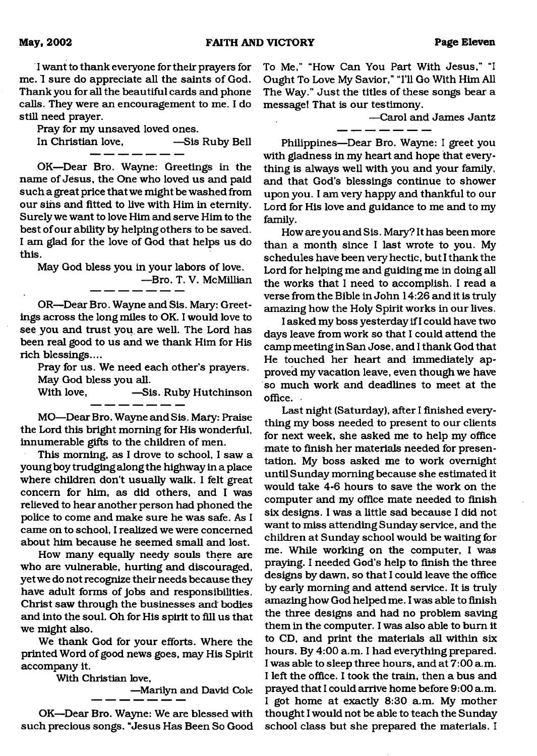I want to thank everyone for their prayers for me. I sure do appreciate all the saints of God. Thank you for all the beautiful cards and phone calls. They were an encouragement to me. I do still need prayer.

Pray for my unsaved loved ones.

In Christian love, —Sis Ruby Bell

---

OK—Dear Bro. Wayne: Greetings in the name of Jesus, the One who loved us and paid such a great price that we might be washed from our sins and fitted to live with Him in eternity. Surely we want to love Him and serve Him to the best of our ability by helping others to be saved. I am glad for the love of God that helps us do this.

May God bless you in your labors of love.

—Bro. T. V. McMillian

---

OR—Dear Bro. Wayne and Sis. Mary: Greetings across the long miles to OK. I would love to see you and trust you are well. The Lord has been real good to us and we thank Him for His rich blessings....

Pray for us. We need each other's prayers. May God bless you all.

With love, —Sis. Ruby Hutchinson

---

MO—Dear Bro. Wayne and Sis. Mary: Praise the Lord this bright morning for His wonderful, innumerable gifts to the children of men.

This morning, as I drove to school, I saw a young boy trudging along the highway in a place where children don't usually walk. I felt great concern for him, as did others, and I was relieved to hear another person had phoned the police to come and make sure he was safe. As I came on to school, I realized we were concerned about him because he seemed small and lost.

How many equally needy souls there are who are vulnerable, hurting and discouraged, yet we do not recognize their needs because they have adult forms of jobs and responsibilities. Christ saw through the businesses and bodies and into the soul. Oh for His spirit to fill us that we might also.

We thank God for your efforts. Where the printed Word of good news goes, may His Spirit accompany it.

With Christian love,

—Marilyn and David Cole

---

OK—Dear Bro. Wayne: We are blessed with such precious songs. "Jesus Has Been So Good To Me," "How Can You Part With Jesus," "I Ought To Love My Savior," "I'll Go With Him All The Way." Just the titles of these songs bear a message! That is our testimony.

—Carol and James Jantz

---

Philippines—Dear Bro. Wayne: I greet you with gladness in my heart and hope that everything is always well with you and your family, and that God's blessings continue to shower upon you. I am very happy and thankful to our Lord for His love and guidance to me and to my family.

How are you and Sis. Mary? It has been more than a month since I last wrote to you. My schedules have been very hectic, but I thank the Lord for helping me and guiding me in doing all the works that I need to accomplish. I read a verse from the Bible in John 14:26 and it is truly amazing how the Holy Spirit works in our lives.

I asked my boss yesterday if I could have two days leave from work so that I could attend the camp meeting in San Jose, and I thank God that He touched her heart and immediately approved my vacation leave, even though we have so much work and deadlines to meet at the office.

Last night (Saturday), after I finished everything my boss needed to present to our clients for next week, she asked me to help my office mate to finish her materials needed for presentation. My boss asked me to work overnight until Sunday morning because she estimated it would take 4-6 hours to save the work on the computer and my office mate needed to finish six designs. I was a little sad because I did not want to miss attending Sunday service, and the children at Sunday school would be waiting for me. While working on the computer, I was praying. I needed God's help to finish the three designs by dawn, so that I could leave the office by early morning and attend service. It is truly amazing how God helped me. I was able to finish the three designs and had no problem saving them in the computer. I was also able to burn it to CD, and print the materials all within six hours. By 4:00 a.m. I had everything prepared. I was able to sleep three hours, and at 7:00 a.m. I left the office. I took the train, then a bus and prayed that I could arrive home before 9:00 a.m. I got home at exactly 8:30 a.m. My mother thought I would not be able to teach the Sunday school class but she prepared the materials. I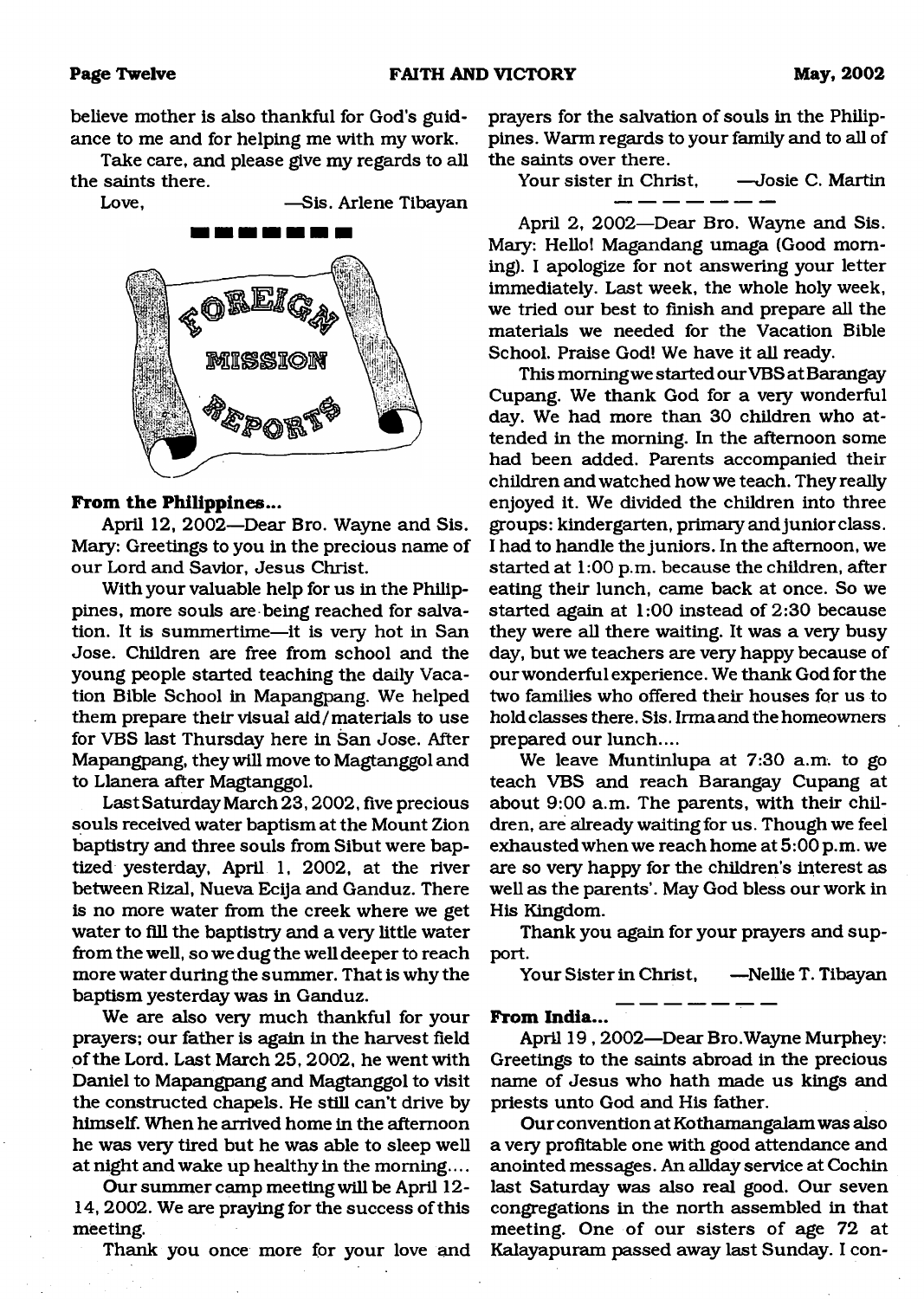believe mother is also thankful for God's guidance to me and for helping me with my work.

Take care, and please give my regards to all the saints there.

Love, —Sis. Arlene Tibayan

## Foreign Mission Reports

**From the Philippines...**

April 12, 2002—Dear Bro. Wayne and Sis. Mary: Greetings to you in the precious name of our Lord and Savior, Jesus Christ.

With your valuable help for us in the Philippines, more souls are being reached for salvation. It is summertime—it is very hot in San Jose. Children are free from school and the young people started teaching the daily Vacation Bible School in Mapangpang. We helped them prepare their visual aid/materials to use for VBS last Thursday here in San Jose. After Mapangpang, they will move to Magtanggol and to Llanera after Magtanggol.

Last Saturday March 23, 2002, five precious souls received water baptism at the Mount Zion baptistry and three souls from Sibut were baptized yesterday, April 1, 2002, at the river between Rizal, Nueva Ecija and Ganduz. There is no more water from the creek where we get water to fill the baptistry and a very little water from the well, so we dug the well deeper to reach more water during the summer. That is why the baptism yesterday was in Ganduz.

We are also very much thankful for your prayers; our father is again in the harvest field of the Lord. Last March 25, 2002, he went with Daniel to Mapangpang and Magtanggol to visit the constructed chapels. He still can't drive by himself. When he arrived home in the afternoon he was very tired but he was able to sleep well at night and wake up healthy in the morning....

Our summer camp meeting will be April 12-14, 2002. We are praying for the success of this meeting.

Thank you once more for your love and prayers for the salvation of souls in the Philippines. Warm regards to your family and to all of the saints over there.

Your sister in Christ, —Josie C. Martin

---

April 2, 2002—Dear Bro. Wayne and Sis. Mary: Hello! Magandang umaga (Good morning). I apologize for not answering your letter immediately. Last week, the whole holy week, we tried our best to finish and prepare all the materials we needed for the Vacation Bible School. Praise God! We have it all ready.

This morning we started our VBS at Barangay Cupang. We thank God for a very wonderful day. We had more than 30 children who attended in the morning. In the afternoon some had been added. Parents accompanied their children and watched how we teach. They really enjoyed it. We divided the children into three groups: kindergarten, primary and junior class. I had to handle the juniors. In the afternoon, we started at 1:00 p.m. because the children, after eating their lunch, came back at once. So we started again at 1:00 instead of 2:30 because they were all there waiting. It was a very busy day, but we teachers are very happy because of our wonderful experience. We thank God for the two families who offered their houses for us to hold classes there. Sis. Irma and the homeowners prepared our lunch....

We leave Muntinlupa at 7:30 a.m. to go teach VBS and reach Barangay Cupang at about 9:00 a.m. The parents, with their children, are already waiting for us. Though we feel exhausted when we reach home at 5:00 p.m. we are so very happy for the children's interest as well as the parents'. May God bless our work in His Kingdom.

Thank you again for your prayers and support.

Your Sister in Christ, —Nellie T. Tibayan

---

**From India...**

April 19, 2002—Dear Bro. Wayne Murphey: Greetings to the saints abroad in the precious name of Jesus who hath made us kings and priests unto God and His father.

Our convention at Kothamangalam was also a very profitable one with good attendance and anointed messages. An allday service at Cochin last Saturday was also real good. Our seven congregations in the north assembled in that meeting. One of our sisters of age 72 at Kalayapuram passed away last Sunday. I con-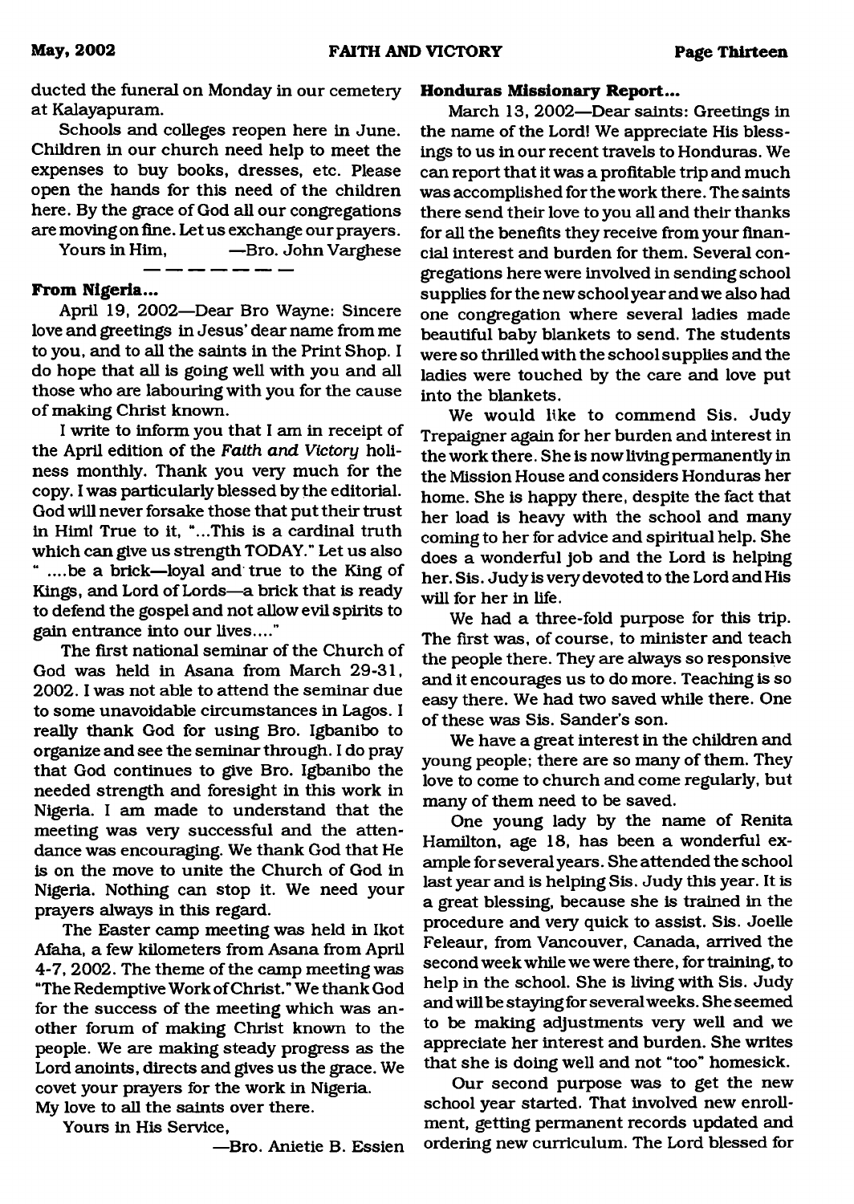ducted the funeral on Monday in our cemetery at Kalayapuram.

Schools and colleges reopen here in June. Children in our church need help to meet the expenses to buy books, dresses, etc. Please open the hands for this need of the children here. By the grace of God all our congregations are moving on fine. Let us exchange our prayers.

Yours in Him, —Bro. John Varghese

---

**From Nigeria...**

April 19, 2002—Dear Bro Wayne: Sincere love and greetings in Jesus' dear name from me to you, and to all the saints in the Print Shop. I do hope that all is going well with you and all those who are labouring with you for the cause of making Christ known.

I write to inform you that I am in receipt of the April edition of the *Faith and Victory* holiness monthly. Thank you very much for the copy. I was particularly blessed by the editorial. God will never forsake those that put their trust in Him! True to it, "...This is a cardinal truth which can give us strength TODAY." Let us also " ....be a brick—loyal and true to the King of Kings, and Lord of Lords—a brick that is ready to defend the gospel and not allow evil spirits to gain entrance into our lives...."

The first national seminar of the Church of God was held in Asana from March 29-31, 2002. I was not able to attend the seminar due to some unavoidable circumstances in Lagos. I really thank God for using Bro. Igbanibo to organize and see the seminar through. I do pray that God continues to give Bro. Igbanibo the needed strength and foresight in this work in Nigeria. I am made to understand that the meeting was very successful and the attendance was encouraging. We thank God that He is on the move to unite the Church of God in Nigeria. Nothing can stop it. We need your prayers always in this regard.

The Easter camp meeting was held in Ikot Afaha, a few kilometers from Asana from April 4-7, 2002. The theme of the camp meeting was "The Redemptive Work of Christ." We thank God for the success of the meeting which was another forum of making Christ known to the people. We are making steady progress as the Lord anoints, directs and gives us the grace. We covet your prayers for the work in Nigeria.

My love to all the saints over there.

Yours in His Service,

—Bro. Anietie B. Essien

**Honduras Missionary Report...**

March 13, 2002—Dear saints: Greetings in the name of the Lord! We appreciate His blessings to us in our recent travels to Honduras. We can report that it was a profitable trip and much was accomplished for the work there. The saints there send their love to you all and their thanks for all the benefits they receive from your financial interest and burden for them. Several congregations here were involved in sending school supplies for the new school year and we also had one congregation where several ladies made beautiful baby blankets to send. The students were so thrilled with the school supplies and the ladies were touched by the care and love put into the blankets.

We would like to commend Sis. Judy Trepaigner again for her burden and interest in the work there. She is now living permanently in the Mission House and considers Honduras her home. She is happy there, despite the fact that her load is heavy with the school and many coming to her for advice and spiritual help. She does a wonderful job and the Lord is helping her. Sis. Judy is very devoted to the Lord and His will for her in life.

We had a three-fold purpose for this trip. The first was, of course, to minister and teach the people there. They are always so responsive and it encourages us to do more. Teaching is so easy there. We had two saved while there. One of these was Sis. Sander's son.

We have a great interest in the children and young people; there are so many of them. They love to come to church and come regularly, but many of them need to be saved.

One young lady by the name of Renita Hamilton, age 18, has been a wonderful example for several years. She attended the school last year and is helping Sis. Judy this year. It is a great blessing, because she is trained in the procedure and very quick to assist. Sis. Joelle Feleaur, from Vancouver, Canada, arrived the second week while we were there, for training, to help in the school. She is living with Sis. Judy and will be staying for several weeks. She seemed to be making adjustments very well and we appreciate her interest and burden. She writes that she is doing well and not "too" homesick.

Our second purpose was to get the new school year started. That involved new enrollment, getting permanent records updated and ordering new curriculum. The Lord blessed for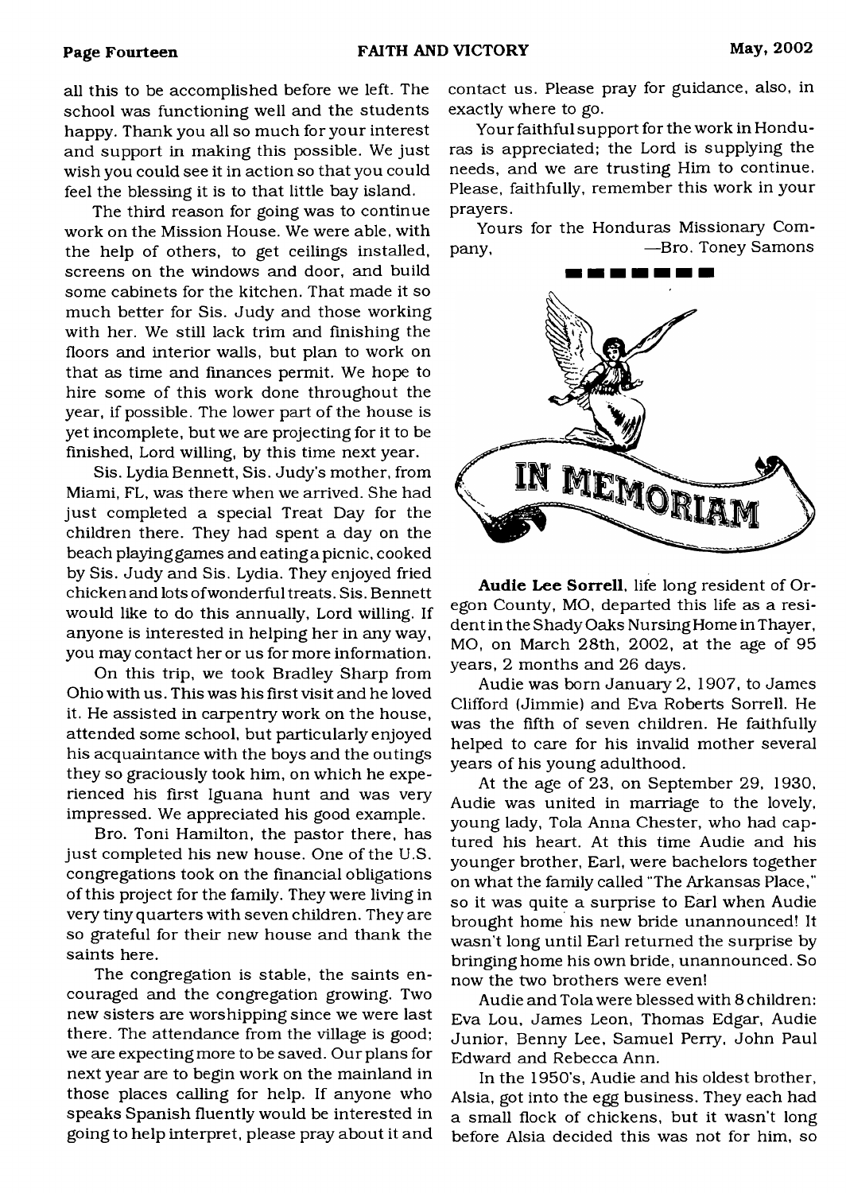all this to be accomplished before we left. The school was functioning well and the students happy. Thank you all so much for your interest and support in making this possible. We just wish you could see it in action so that you could feel the blessing it is to that little bay island.

The third reason for going was to continue work on the Mission House. We were able, with the help of others, to get ceilings installed, screens on the windows and door, and build some cabinets for the kitchen. That made it so much better for Sis. Judy and those working with her. We still lack trim and finishing the floors and interior walls, but plan to work on that as time and finances permit. We hope to hire some of this work done throughout the year, if possible. The lower part of the house is yet incomplete, but we are projecting for it to be finished, Lord willing, by this time next year.

Sis. Lydia Bennett, Sis. Judy's mother, from Miami, FL, was there when we arrived. She had just completed a special Treat Day for the children there. They had spent a day on the beach playing games and eating a picnic, cooked by Sis. Judy and Sis. Lydia. They enjoyed fried chicken and lots of wonderful treats. Sis. Bennett would like to do this annually, Lord willing. If anyone is interested in helping her in any way, you may contact her or us for more information.

On this trip, we took Bradley Sharp from Ohio with us. This was his first visit and he loved it. He assisted in carpentry work on the house, attended some school, but particularly enjoyed his acquaintance with the boys and the outings they so graciously took him, on which he experienced his first Iguana hunt and was very impressed. We appreciated his good example.

Bro. Toni Hamilton, the pastor there, has just completed his new house. One of the U.S. congregations took on the financial obligations of this project for the family. They were living in very tiny quarters with seven children. They are so grateful for their new house and thank the saints here.

The congregation is stable, the saints encouraged and the congregation growing. Two new sisters are worshipping since we were last there. The attendance from the village is good; we are expecting more to be saved. Our plans for next year are to begin work on the mainland in those places calling for help. If anyone who speaks Spanish fluently would be interested in going to help interpret, please pray about it and contact us. Please pray for guidance, also, in exactly where to go.

Your faithful support for the work in Honduras is appreciated; the Lord is supplying the needs, and we are trusting Him to continue. Please, faithfully, remember this work in your prayers.

Yours for the Honduras Missionary Company, —Bro. Toney Samons

## IN MEMORIAM

**Audie Lee Sorrell**, life long resident of Oregon County, MO, departed this life as a resident in the Shady Oaks Nursing Home in Thayer, MO, on March 28th, 2002, at the age of 95 years, 2 months and 26 days.

Audie was born January 2, 1907, to James Clifford (Jimmie) and Eva Roberts Sorrell. He was the fifth of seven children. He faithfully helped to care for his invalid mother several years of his young adulthood.

At the age of 23, on September 29, 1930, Audie was united in marriage to the lovely, young lady, Tola Anna Chester, who had captured his heart. At this time Audie and his younger brother, Earl, were bachelors together on what the family called "The Arkansas Place," so it was quite a surprise to Earl when Audie brought home his new bride unannounced! It wasn't long until Earl returned the surprise by bringing home his own bride, unannounced. So now the two brothers were even!

Audie and Tola were blessed with 8 children: Eva Lou, James Leon, Thomas Edgar, Audie Junior, Benny Lee, Samuel Perry, John Paul Edward and Rebecca Ann.

In the 1950's, Audie and his oldest brother, Alsia, got into the egg business. They each had a small flock of chickens, but it wasn't long before Alsia decided this was not for him, so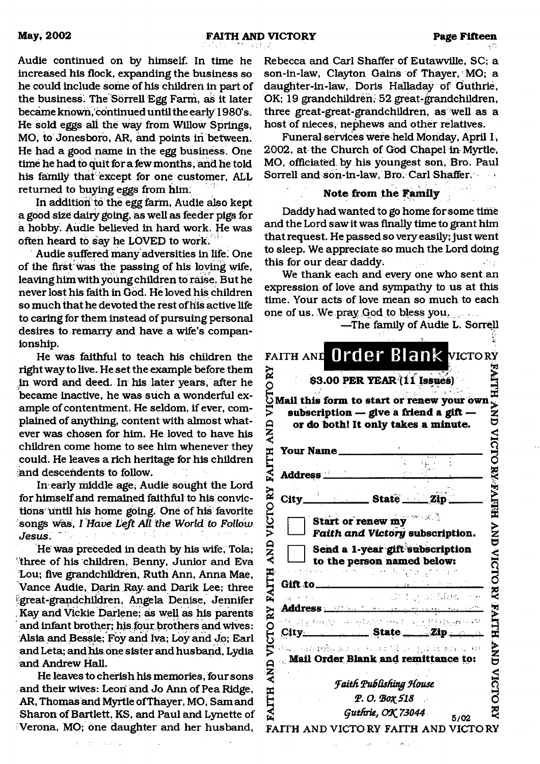Audie continued on by himself. In time he increased his flock, expanding the business so he could include some of his children in part of the business. The Sorrell Egg Farm, as it later became known, continued until the early 1980's. He sold eggs all the way from Willow Springs, MO, to Jonesboro, AR, and points in between. He had a good name in the egg business. One time he had to quit for a few months, and he told his family that except for one customer, ALL returned to buying eggs from him.

In addition to the egg farm, Audie also kept a good size dairy going, as well as feeder pigs for a hobby. Audie believed in hard work. He was often heard to say he LOVED to work.

Audie suffered many adversities in life. One of the first was the passing of his loving wife, leaving him with young children to raise. But he never lost his faith in God. He loved his children so much that he devoted the rest of his active life to caring for them instead of pursuing personal desires to remarry and have a wife's companionship.

He was faithful to teach his children the right way to live. He set the example before them in word and deed. In his later years, after he became inactive, he was such a wonderful example of contentment. He seldom, if ever, complained of anything, content with almost whatever was chosen for him. He loved to have his children come home to see him whenever they could. He leaves a rich heritage for his children and descendents to follow.

In early middle age, Audie sought the Lord for himself and remained faithful to his convictions until his home going. One of his favorite songs was, *I Have Left All the World to Follow Jesus*.

He was preceded in death by his wife, Tola; three of his children, Benny, Junior and Eva Lou; five grandchildren, Ruth Ann, Anna Mae, Vance Audie, Darin Ray and Darik Lee; three great-grandchildren, Angela Denise, Jennifer Kay and Vickie Darlene; as well as his parents and infant brother; his four brothers and wives: Alsia and Bessie; Foy and Iva; Loy and Jo; Earl and Leta; and his one sister and husband, Lydia and Andrew Hall.

He leaves to cherish his memories, four sons and their wives: Leon and Jo Ann of Pea Ridge, AR, Thomas and Myrtle of Thayer, MO, Sam and Sharon of Bartlett, KS, and Paul and Lynette of Verona, MO; one daughter and her husband, Rebecca and Carl Shaffer of Eutawville, SC; a son-in-law, Clayton Gains of Thayer, MO; a daughter-in-law, Doris Halladay of Guthrie, OK; 19 grandchildren, 52 great-grandchildren, three great-great-grandchildren, as well as a host of nieces, nephews and other relatives.

Funeral services were held Monday, April 1, 2002, at the Church of God Chapel in Myrtle, MO, officiated by his youngest son, Bro. Paul Sorrell and son-in-law, Bro. Carl Shaffer.

**Note from the Family**

Daddy had wanted to go home for some time and the Lord saw it was finally time to grant him that request. He passed so very easily; just went to sleep. We appreciate so much the Lord doing this for our dear daddy.

We thank each and every one who sent an expression of love and sympathy to us at this time. Your acts of love mean so much to each one of us. We pray God to bless you.

—The family of Audie L. Sorrell

## FAITH AND VICTORY Order Blank

**$3.00 PER YEAR (11 Issues)**

**Mail this form to start or renew your own subscription — give a friend a gift — or do both! It only takes a minute.**

**Your Name** ____________________

**Address** ____________________

**City** __________ **State** _____ **Zip** _____

☐ **Start or renew my *Faith and Victory* subscription.**

☐ **Send a 1-year gift subscription to the person named below:**

**Gift to** ____________________

**Address** ____________________

**City** __________ **State** _____ **Zip** _____

**Mail Order Blank and remittance to:**

*Faith Publishing House*
*P. O. Box 518*
*Guthrie, OK 73044*

5/02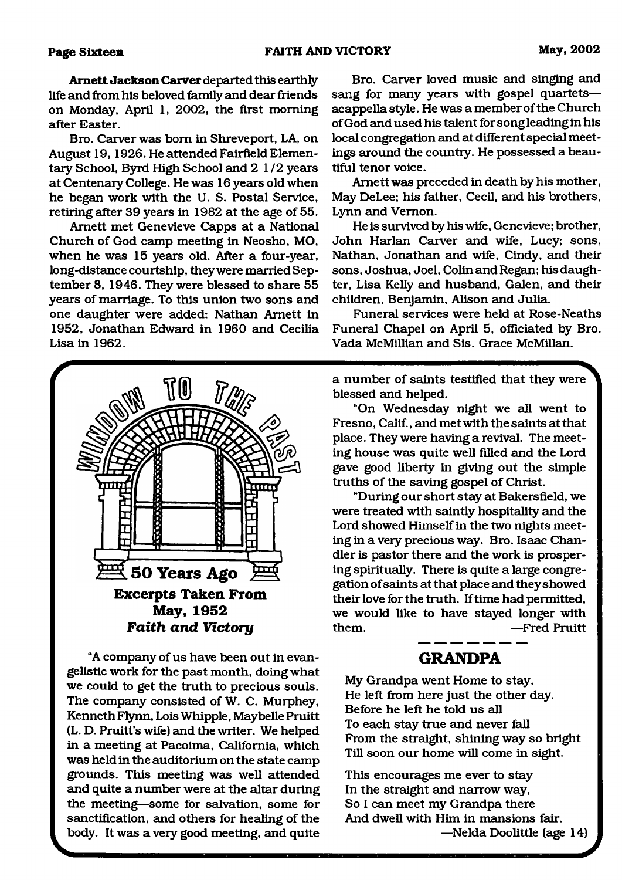**Arnett Jackson Carver** departed this earthly life and from his beloved family and dear friends on Monday, April 1, 2002, the first morning after Easter.

Bro. Carver was born in Shreveport, LA, on August 19, 1926. He attended Fairfield Elementary School, Byrd High School and 2 1/2 years at Centenary College. He was 16 years old when he began work with the U. S. Postal Service, retiring after 39 years in 1982 at the age of 55.

Arnett met Genevieve Capps at a National Church of God camp meeting in Neosho, MO, when he was 15 years old. After a four-year, long-distance courtship, they were married September 8, 1946. They were blessed to share 55 years of marriage. To this union two sons and one daughter were added: Nathan Arnett in 1952, Jonathan Edward in 1960 and Cecilia Lisa in 1962.

Bro. Carver loved music and singing and sang for many years with gospel quartets—acappella style. He was a member of the Church of God and used his talent for song leading in his local congregation and at different special meetings around the country. He possessed a beautiful tenor voice.

Arnett was preceded in death by his mother, May DeLee; his father, Cecil, and his brothers, Lynn and Vernon.

He is survived by his wife, Genevieve; brother, John Harlan Carver and wife, Lucy; sons, Nathan, Jonathan and wife, Cindy, and their sons, Joshua, Joel, Colin and Regan; his daughter, Lisa Kelly and husband, Galen, and their children, Benjamin, Alison and Julia.

Funeral services were held at Rose-Neaths Funeral Chapel on April 5, officiated by Bro. Vada McMillian and Sis. Grace McMillan.

## WINDOW TO THE PAST

### 50 Years Ago

**Excerpts Taken From May, 1952 *Faith and Victory***

"A company of us have been out in evangelistic work for the past month, doing what we could to get the truth to precious souls. The company consisted of W. C. Murphey, Kenneth Flynn, Lois Whipple, Maybelle Pruitt (L. D. Pruitt's wife) and the writer. We helped in a meeting at Pacoima, California, which was held in the auditorium on the state camp grounds. This meeting was well attended and quite a number were at the altar during the meeting—some for salvation, some for sanctification, and others for healing of the body. It was a very good meeting, and quite a number of saints testified that they were blessed and helped.

"On Wednesday night we all went to Fresno, Calif., and met with the saints at that place. They were having a revival. The meeting house was quite well filled and the Lord gave good liberty in giving out the simple truths of the saving gospel of Christ.

"During our short stay at Bakersfield, we were treated with saintly hospitality and the Lord showed Himself in the two nights meeting in a very precious way. Bro. Isaac Chandler is pastor there and the work is prospering spiritually. There is quite a large congregation of saints at that place and they showed their love for the truth. If time had permitted, we would like to have stayed longer with them. —Fred Pruitt

---

## GRANDPA

My Grandpa went Home to stay,  
He left from here just the other day.  
Before he left he told us all  
To each stay true and never fall  
From the straight, shining way so bright  
Till soon our home will come in sight.

This encourages me ever to stay  
In the straight and narrow way,  
So I can meet my Grandpa there  
And dwell with Him in mansions fair.

—Nelda Doolittle (age 14)